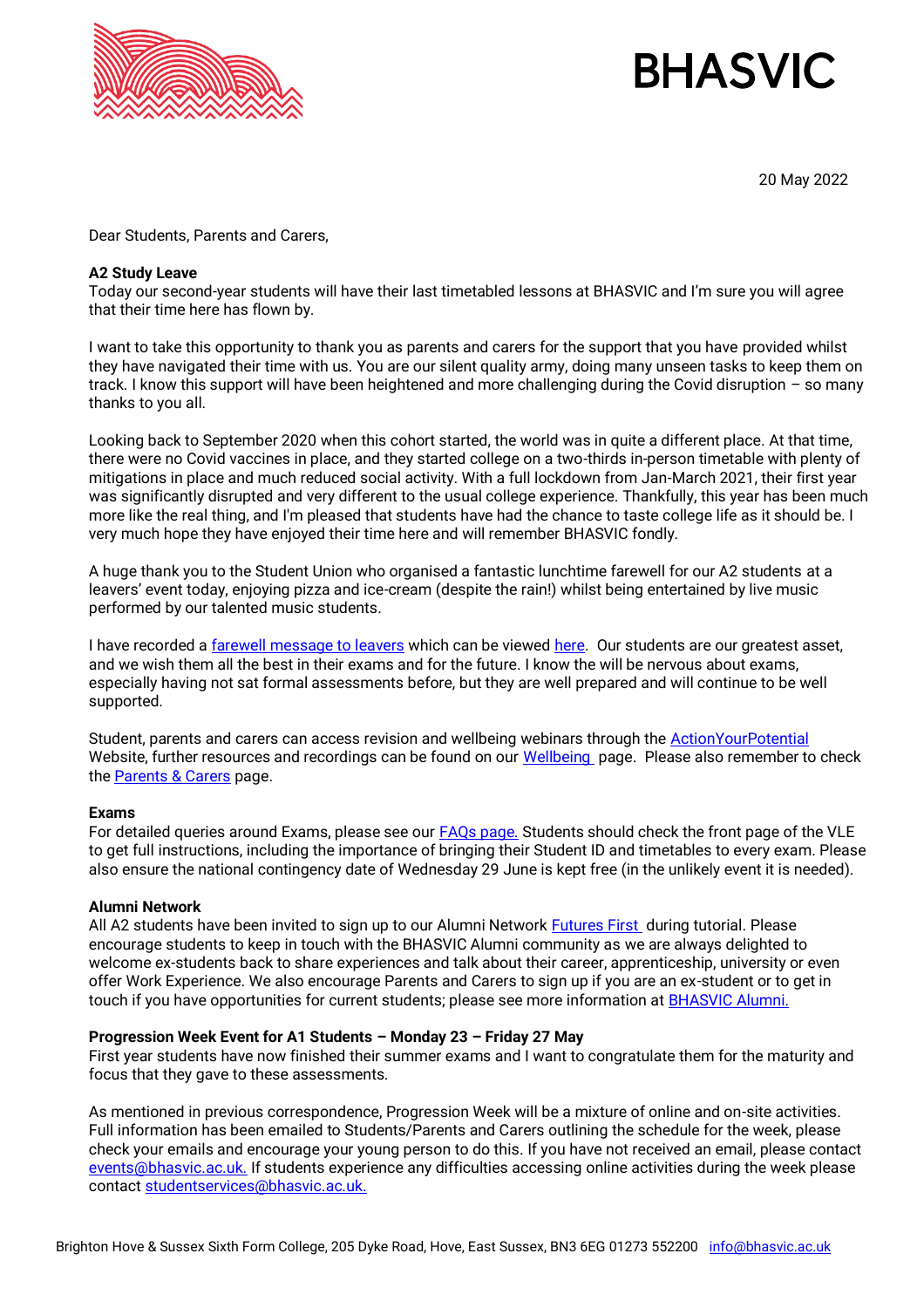BHASVIC

20 May 2022

Dear Students, Parents and Carers,

**A2 Study Leave**
Today our second-year students will have their last timetabled lessons at BHASVIC and I'm sure you will agree that their time here has flown by.

I want to take this opportunity to thank you as parents and carers for the support that you have provided whilst they have navigated their time with us. You are our silent quality army, doing many unseen tasks to keep them on track. I know this support will have been heightened and more challenging during the Covid disruption – so many thanks to you all.

Looking back to September 2020 when this cohort started, the world was in quite a different place. At that time, there were no Covid vaccines in place, and they started college on a two-thirds in-person timetable with plenty of mitigations in place and much reduced social activity. With a full lockdown from Jan-March 2021, their first year was significantly disrupted and very different to the usual college experience. Thankfully, this year has been much more like the real thing, and I'm pleased that students have had the chance to taste college life as it should be. I very much hope they have enjoyed their time here and will remember BHASVIC fondly.

A huge thank you to the Student Union who organised a fantastic lunchtime farewell for our A2 students at a leavers' event today, enjoying pizza and ice-cream (despite the rain!) whilst being entertained by live music performed by our talented music students.

I have recorded a farewell message to leavers which can be viewed here. Our students are our greatest asset, and we wish them all the best in their exams and for the future. I know the will be nervous about exams, especially having not sat formal assessments before, but they are well prepared and will continue to be well supported.

Student, parents and carers can access revision and wellbeing webinars through the ActionYourPotential Website, further resources and recordings can be found on our Wellbeing page. Please also remember to check the Parents & Carers page.

**Exams**
For detailed queries around Exams, please see our FAQs page. Students should check the front page of the VLE to get full instructions, including the importance of bringing their Student ID and timetables to every exam. Please also ensure the national contingency date of Wednesday 29 June is kept free (in the unlikely event it is needed).

**Alumni Network**
All A2 students have been invited to sign up to our Alumni Network Futures First during tutorial. Please encourage students to keep in touch with the BHASVIC Alumni community as we are always delighted to welcome ex-students back to share experiences and talk about their career, apprenticeship, university or even offer Work Experience. We also encourage Parents and Carers to sign up if you are an ex-student or to get in touch if you have opportunities for current students; please see more information at BHASVIC Alumni.

**Progression Week Event for A1 Students – Monday 23 – Friday 27 May**
First year students have now finished their summer exams and I want to congratulate them for the maturity and focus that they gave to these assessments.

As mentioned in previous correspondence, Progression Week will be a mixture of online and on-site activities. Full information has been emailed to Students/Parents and Carers outlining the schedule for the week, please check your emails and encourage your young person to do this. If you have not received an email, please contact events@bhasvic.ac.uk. If students experience any difficulties accessing online activities during the week please contact studentservices@bhasvic.ac.uk.

Brighton Hove & Sussex Sixth Form College, 205 Dyke Road, Hove, East Sussex, BN3 6EG 01273 552200 info@bhasvic.ac.uk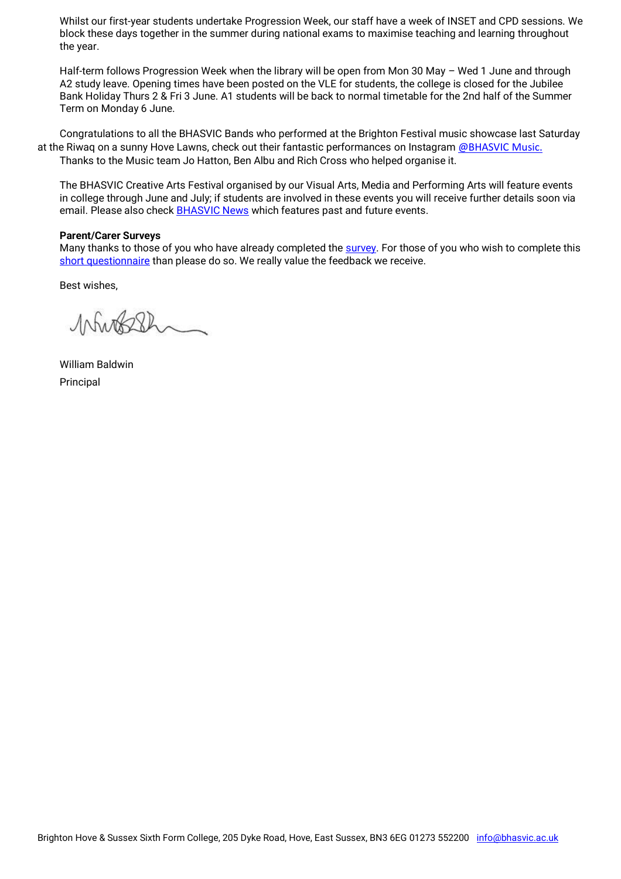Whilst our first-year students undertake Progression Week, our staff have a week of INSET and CPD sessions. We block these days together in the summer during national exams to maximise teaching and learning throughout the year.

Half-term follows Progression Week when the library will be open from Mon 30 May – Wed 1 June and through A2 study leave. Opening times have been posted on the VLE for students, the college is closed for the Jubilee Bank Holiday Thurs 2 & Fri 3 June. A1 students will be back to normal timetable for the 2nd half of the Summer Term on Monday 6 June.

Congratulations to all the BHASVIC Bands who performed at the Brighton Festival music showcase last Saturday at the Riwaq on a sunny Hove Lawns, check out their fantastic performances on Instagram @BHASVIC Music. Thanks to the Music team Jo Hatton, Ben Albu and Rich Cross who helped organise it.

The BHASVIC Creative Arts Festival organised by our Visual Arts, Media and Performing Arts will feature events in college through June and July; if students are involved in these events you will receive further details soon via email. Please also check BHASVIC News which features past and future events.

**Parent/Carer Surveys**
Many thanks to those of you who have already completed the survey. For those of you who wish to complete this short questionnaire than please do so. We really value the feedback we receive.

Best wishes,

William Baldwin
Principal

Brighton Hove & Sussex Sixth Form College, 205 Dyke Road, Hove, East Sussex, BN3 6EG 01273 552200 info@bhasvic.ac.uk